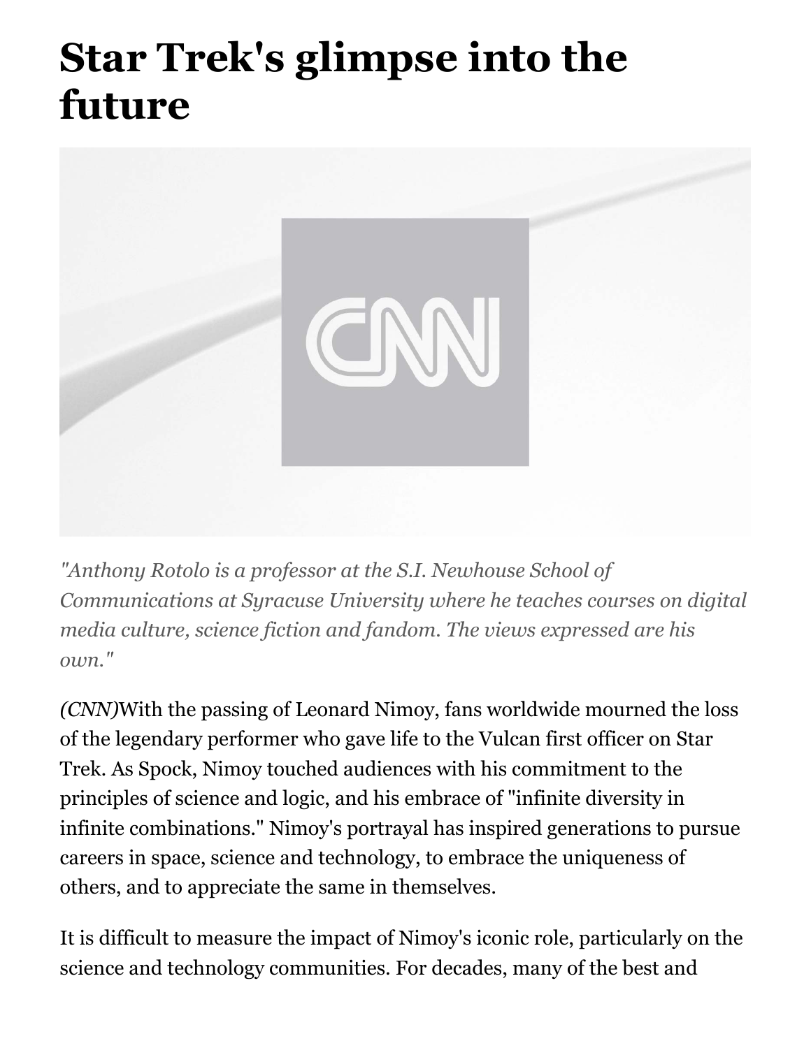# Star Trek's glimpse into the future

*"Anthony Rotolo is a professor at the S.I. Newhouse School of Communications at Syracuse University where he teaches courses on digital media culture, science fiction and fandom. The views expressed are his own."*

*(CNN)*With the passing of Leonard Nimoy, fans worldwide mourned the loss of the legendary performer who gave life to the Vulcan first officer on Star Trek. As Spock, Nimoy touched audiences with his commitment to the principles of science and logic, and his embrace of "infinite diversity in infinite combinations." Nimoy's portrayal has inspired generations to pursue careers in space, science and technology, to embrace the uniqueness of others, and to appreciate the same in themselves.

It is difficult to measure the impact of Nimoy's iconic role, particularly on the science and technology communities. For decades, many of the best and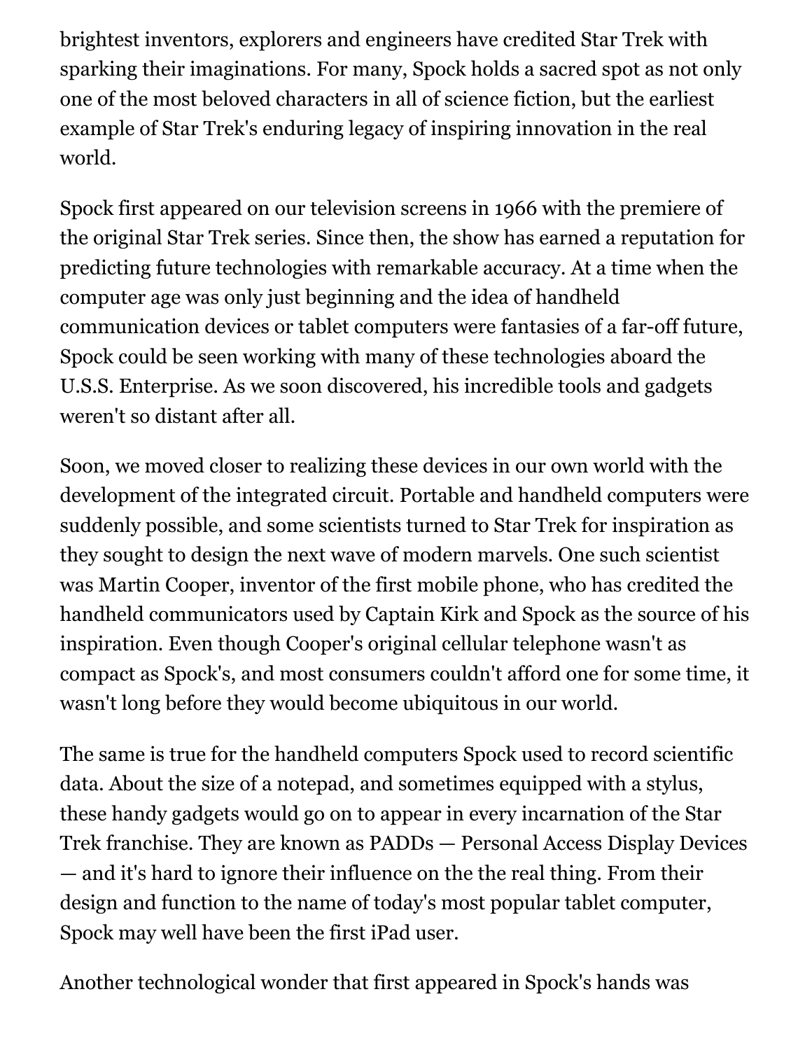brightest inventors, explorers and engineers have credited Star Trek with sparking their imaginations. For many, Spock holds a sacred spot as not only one of the most beloved characters in all of science fiction, but the earliest example of Star Trek's enduring legacy of inspiring innovation in the real world.

Spock first appeared on our television screens in 1966 with the premiere of the original Star Trek series. Since then, the show has earned a reputation for predicting future technologies with remarkable accuracy. At a time when the computer age was only just beginning and the idea of handheld communication devices or tablet computers were fantasies of a far-off future, Spock could be seen working with many of these technologies aboard the U.S.S. Enterprise. As we soon discovered, his incredible tools and gadgets weren't so distant after all.

Soon, we moved closer to realizing these devices in our own world with the development of the integrated circuit. Portable and handheld computers were suddenly possible, and some scientists turned to Star Trek for inspiration as they sought to design the next wave of modern marvels. One such scientist was Martin Cooper, inventor of the first mobile phone, who has credited the handheld communicators used by Captain Kirk and Spock as the source of his inspiration. Even though Cooper's original cellular telephone wasn't as compact as Spock's, and most consumers couldn't afford one for some time, it wasn't long before they would become ubiquitous in our world.

The same is true for the handheld computers Spock used to record scientific data. About the size of a notepad, and sometimes equipped with a stylus, these handy gadgets would go on to appear in every incarnation of the Star Trek franchise. They are known as PADDs — Personal Access Display Devices — and it's hard to ignore their influence on the the real thing. From their design and function to the name of today's most popular tablet computer, Spock may well have been the first iPad user.

Another technological wonder that first appeared in Spock's hands was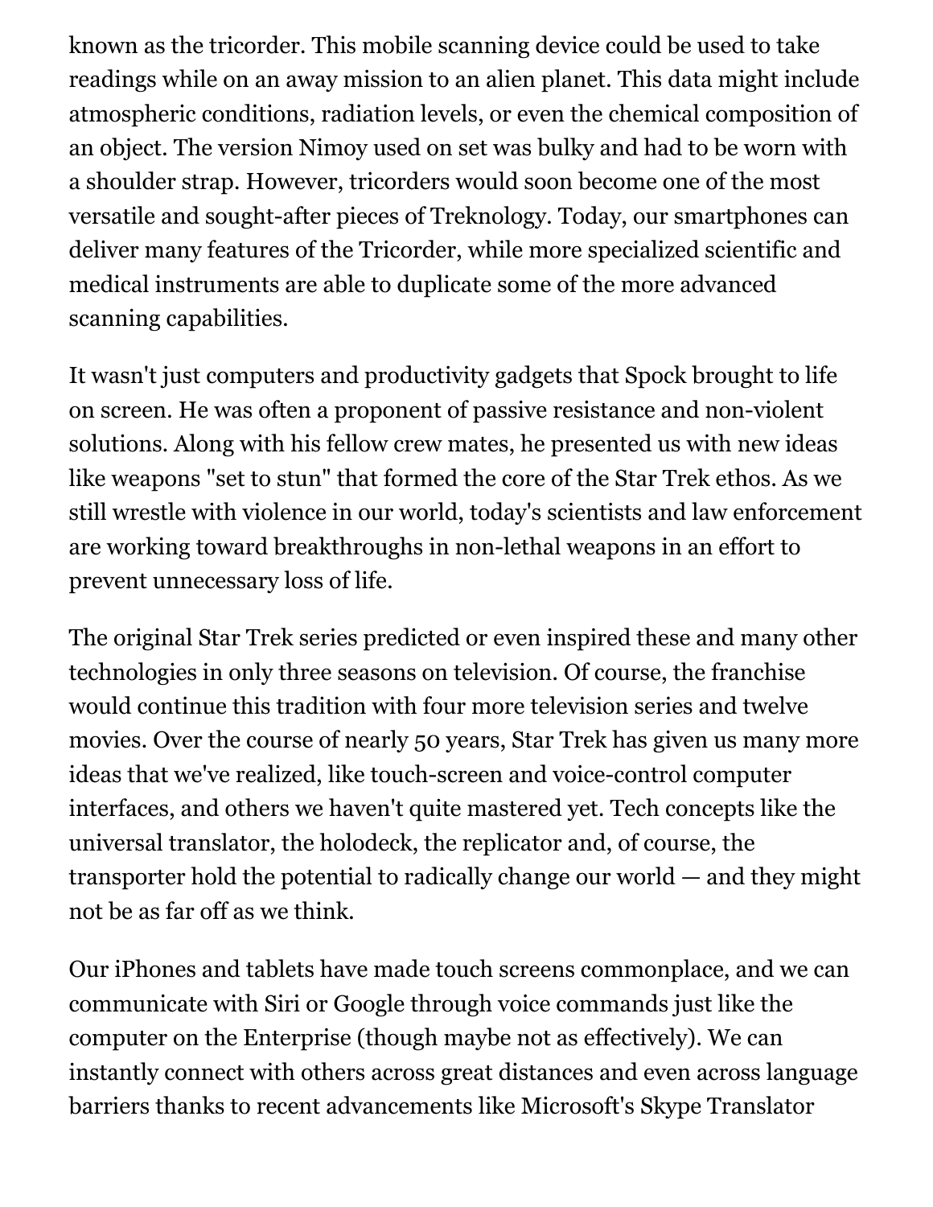known as the tricorder. This mobile scanning device could be used to take readings while on an away mission to an alien planet. This data might include atmospheric conditions, radiation levels, or even the chemical composition of an object. The version Nimoy used on set was bulky and had to be worn with a shoulder strap. However, tricorders would soon become one of the most versatile and sought-after pieces of Treknology. Today, our smartphones can deliver many features of the Tricorder, while more specialized scientific and medical instruments are able to duplicate some of the more advanced scanning capabilities.

It wasn't just computers and productivity gadgets that Spock brought to life on screen. He was often a proponent of passive resistance and non-violent solutions. Along with his fellow crew mates, he presented us with new ideas like weapons "set to stun" that formed the core of the Star Trek ethos. As we still wrestle with violence in our world, today's scientists and law enforcement are working toward breakthroughs in non-lethal weapons in an effort to prevent unnecessary loss of life.

The original Star Trek series predicted or even inspired these and many other technologies in only three seasons on television. Of course, the franchise would continue this tradition with four more television series and twelve movies. Over the course of nearly 50 years, Star Trek has given us many more ideas that we've realized, like touch-screen and voice-control computer interfaces, and others we haven't quite mastered yet. Tech concepts like the universal translator, the holodeck, the replicator and, of course, the transporter hold the potential to radically change our world — and they might not be as far off as we think.

Our iPhones and tablets have made touch screens commonplace, and we can communicate with Siri or Google through voice commands just like the computer on the Enterprise (though maybe not as effectively). We can instantly connect with others across great distances and even across language barriers thanks to recent advancements like Microsoft's Skype Translator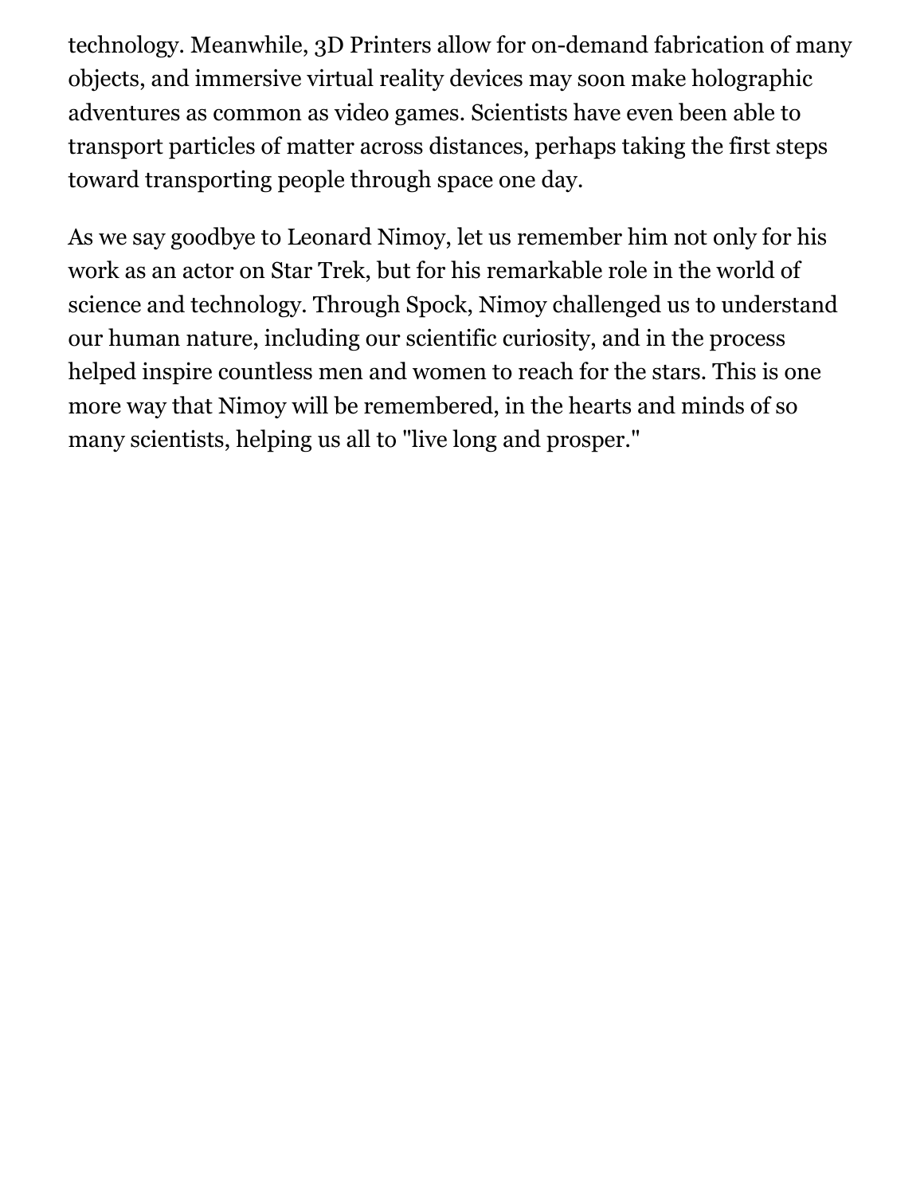technology. Meanwhile, 3D Printers allow for on-demand fabrication of many objects, and immersive virtual reality devices may soon make holographic adventures as common as video games. Scientists have even been able to transport particles of matter across distances, perhaps taking the first steps toward transporting people through space one day.

As we say goodbye to Leonard Nimoy, let us remember him not only for his work as an actor on Star Trek, but for his remarkable role in the world of science and technology. Through Spock, Nimoy challenged us to understand our human nature, including our scientific curiosity, and in the process helped inspire countless men and women to reach for the stars. This is one more way that Nimoy will be remembered, in the hearts and minds of so many scientists, helping us all to "live long and prosper."